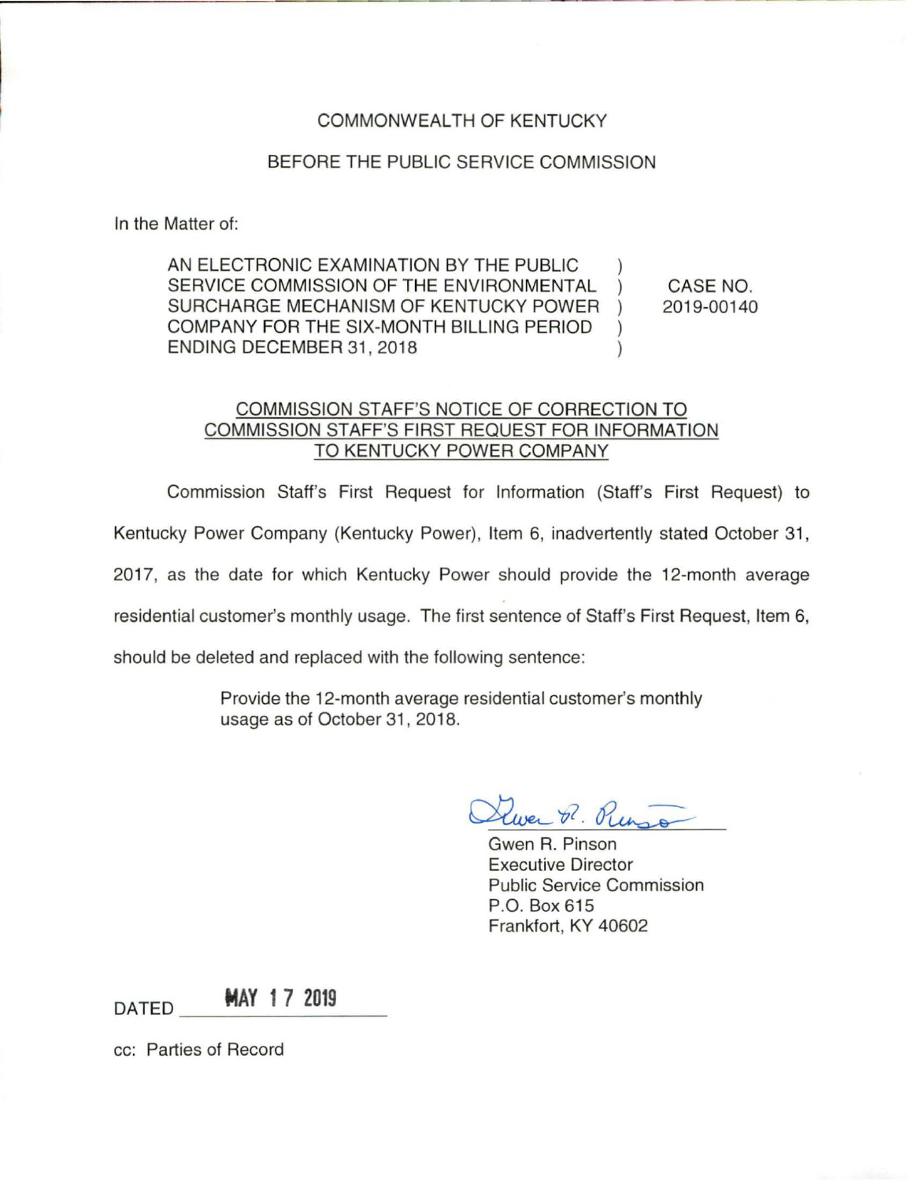COMMONWEALTH OF KENTUCKY

BEFORE THE PUBLIC SERVICE COMMISSION

In the Matter of:

| | | |
|---|---|---|
| AN ELECTRONIC EXAMINATION BY THE PUBLIC SERVICE COMMISSION OF THE ENVIRONMENTAL SURCHARGE MECHANISM OF KENTUCKY POWER COMPANY FOR THE SIX-MONTH BILLING PERIOD ENDING DECEMBER 31, 2018 | ) ) ) ) ) | CASE NO. 2019-00140 |

## COMMISSION STAFF'S NOTICE OF CORRECTION TO COMMISSION STAFF'S FIRST REQUEST FOR INFORMATION TO KENTUCKY POWER COMPANY

Commission Staff's First Request for Information (Staff's First Request) to Kentucky Power Company (Kentucky Power), Item 6, inadvertently stated October 31, 2017, as the date for which Kentucky Power should provide the 12-month average residential customer's monthly usage. The first sentence of Staff's First Request, Item 6, should be deleted and replaced with the following sentence:

> Provide the 12-month average residential customer's monthly usage as of October 31, 2018.

Gwen R. Pinson
Executive Director
Public Service Commission
P.O. Box 615
Frankfort, KY 40602

DATED MAY 17 2019

cc: Parties of Record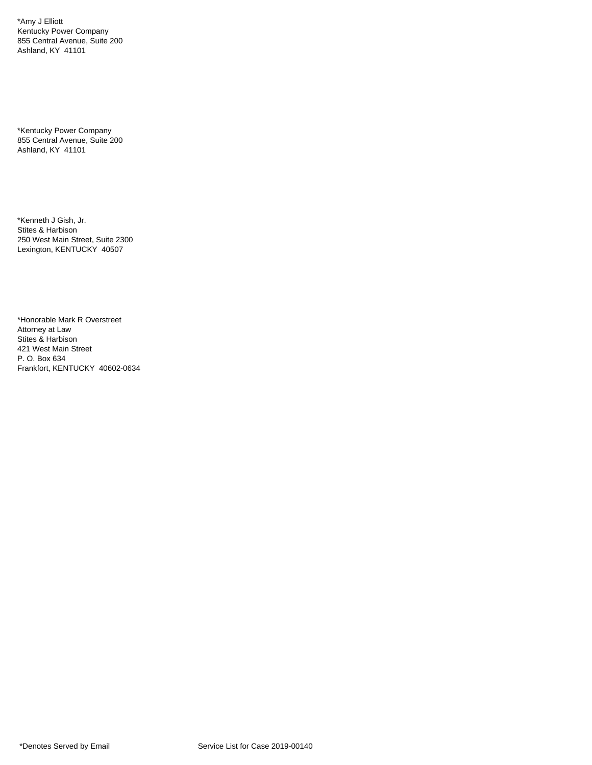*Amy J Elliott
Kentucky Power Company
855 Central Avenue, Suite 200
Ashland, KY 41101

*Kentucky Power Company
855 Central Avenue, Suite 200
Ashland, KY 41101

*Kenneth J Gish, Jr.
Stites & Harbison
250 West Main Street, Suite 2300
Lexington, KENTUCKY 40507

*Honorable Mark R Overstreet
Attorney at Law
Stites & Harbison
421 West Main Street
P. O. Box 634
Frankfort, KENTUCKY 40602-0634

*Denotes Served by Email

Service List for Case 2019-00140